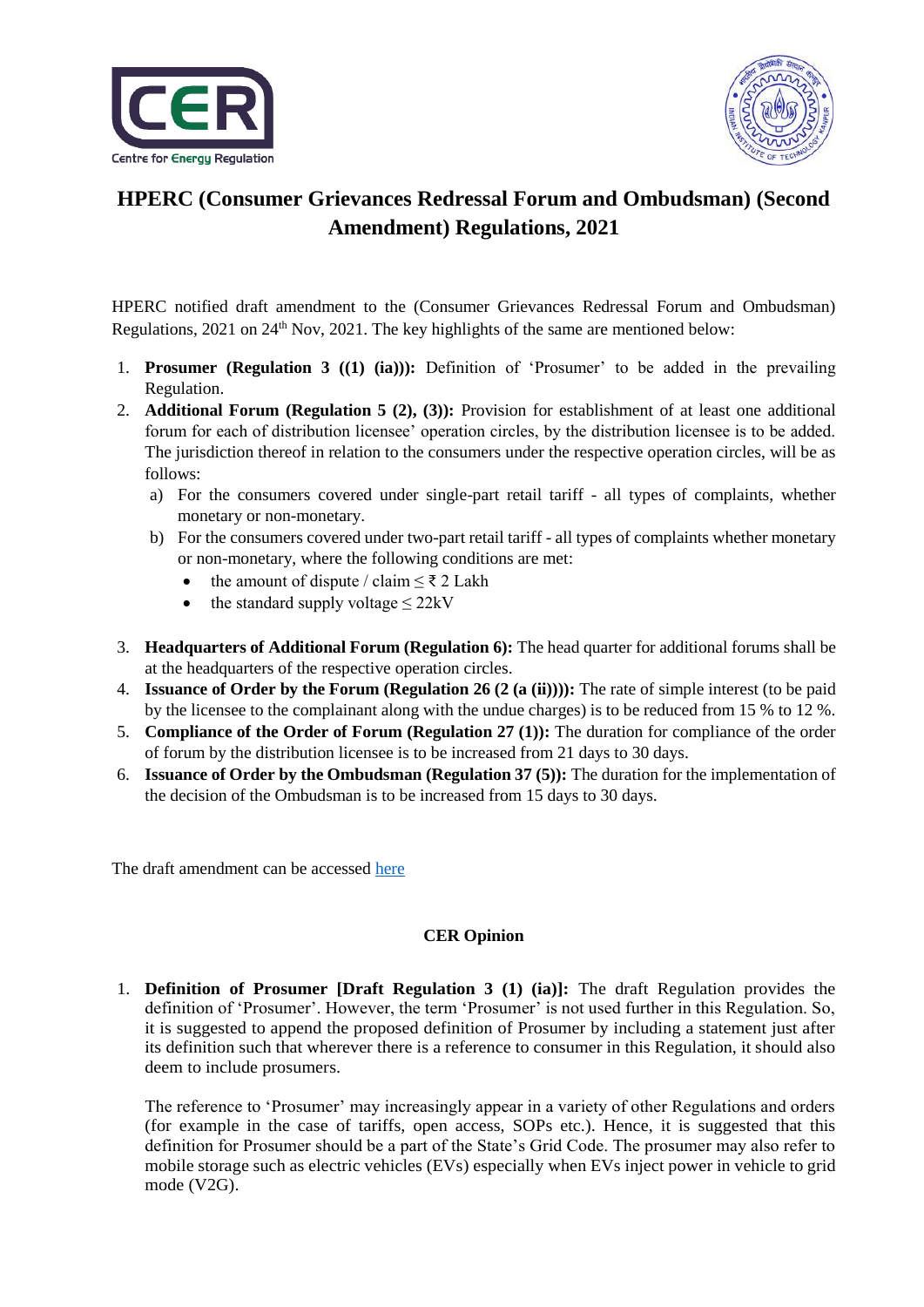# HPERC (Consumer Grievances Redressal Forum and Ombudsman) (Second Amendment) Regulations, 2021

HPERC notified draft amendment to the (Consumer Grievances Redressal Forum and Ombudsman) Regulations, 2021 on 24th Nov, 2021. The key highlights of the same are mentioned below:

1. **Prosumer (Regulation 3 ((1) (ia))):** Definition of 'Prosumer' to be added in the prevailing Regulation.
2. **Additional Forum (Regulation 5 (2), (3)):** Provision for establishment of at least one additional forum for each of distribution licensee' operation circles, by the distribution licensee is to be added. The jurisdiction thereof in relation to the consumers under the respective operation circles, will be as follows:
   a) For the consumers covered under single-part retail tariff - all types of complaints, whether monetary or non-monetary.
   b) For the consumers covered under two-part retail tariff - all types of complaints whether monetary or non-monetary, where the following conditions are met:
      - the amount of dispute / claim ≤ ₹ 2 Lakh
      - the standard supply voltage ≤ 22kV
3. **Headquarters of Additional Forum (Regulation 6):** The head quarter for additional forums shall be at the headquarters of the respective operation circles.
4. **Issuance of Order by the Forum (Regulation 26 (2 (a (ii)))):** The rate of simple interest (to be paid by the licensee to the complainant along with the undue charges) is to be reduced from 15 % to 12 %.
5. **Compliance of the Order of Forum (Regulation 27 (1)):** The duration for compliance of the order of forum by the distribution licensee is to be increased from 21 days to 30 days.
6. **Issuance of Order by the Ombudsman (Regulation 37 (5)):** The duration for the implementation of the decision of the Ombudsman is to be increased from 15 days to 30 days.

The draft amendment can be accessed [here]

## CER Opinion

1. **Definition of Prosumer [Draft Regulation 3 (1) (ia)]:** The draft Regulation provides the definition of 'Prosumer'. However, the term 'Prosumer' is not used further in this Regulation. So, it is suggested to append the proposed definition of Prosumer by including a statement just after its definition such that wherever there is a reference to consumer in this Regulation, it should also deem to include prosumers.

   The reference to 'Prosumer' may increasingly appear in a variety of other Regulations and orders (for example in the case of tariffs, open access, SOPs etc.). Hence, it is suggested that this definition for Prosumer should be a part of the State's Grid Code. The prosumer may also refer to mobile storage such as electric vehicles (EVs) especially when EVs inject power in vehicle to grid mode (V2G).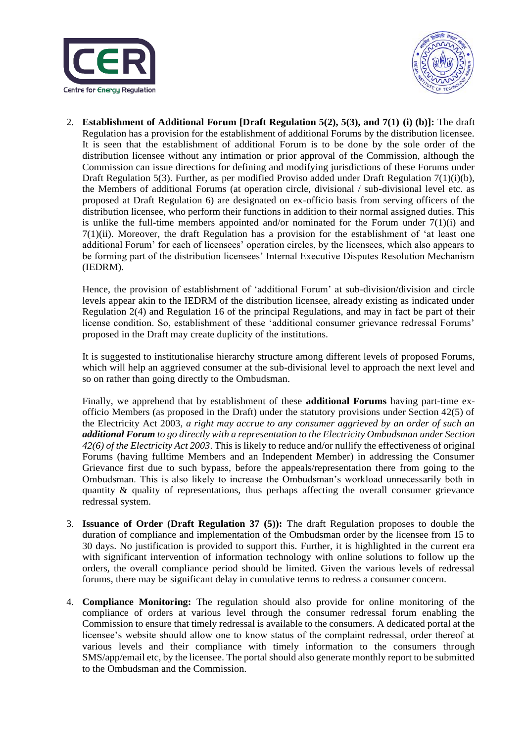2. **Establishment of Additional Forum [Draft Regulation 5(2), 5(3), and 7(1) (i) (b)]:** The draft Regulation has a provision for the establishment of additional Forums by the distribution licensee. It is seen that the establishment of additional Forum is to be done by the sole order of the distribution licensee without any intimation or prior approval of the Commission, although the Commission can issue directions for defining and modifying jurisdictions of these Forums under Draft Regulation 5(3). Further, as per modified Proviso added under Draft Regulation 7(1)(i)(b), the Members of additional Forums (at operation circle, divisional / sub-divisional level etc. as proposed at Draft Regulation 6) are designated on ex-officio basis from serving officers of the distribution licensee, who perform their functions in addition to their normal assigned duties. This is unlike the full-time members appointed and/or nominated for the Forum under 7(1)(i) and 7(1)(ii). Moreover, the draft Regulation has a provision for the establishment of 'at least one additional Forum' for each of licensees' operation circles, by the licensees, which also appears to be forming part of the distribution licensees' Internal Executive Disputes Resolution Mechanism (IEDRM).

   Hence, the provision of establishment of 'additional Forum' at sub-division/division and circle levels appear akin to the IEDRM of the distribution licensee, already existing as indicated under Regulation 2(4) and Regulation 16 of the principal Regulations, and may in fact be part of their license condition. So, establishment of these 'additional consumer grievance redressal Forums' proposed in the Draft may create duplicity of the institutions.

   It is suggested to institutionalise hierarchy structure among different levels of proposed Forums, which will help an aggrieved consumer at the sub-divisional level to approach the next level and so on rather than going directly to the Ombudsman.

   Finally, we apprehend that by establishment of these **additional Forums** having part-time ex-officio Members (as proposed in the Draft) under the statutory provisions under Section 42(5) of the Electricity Act 2003, *a right may accrue to any consumer aggrieved by an order of such an **additional Forum** to go directly with a representation to the Electricity Ombudsman under Section 42(6) of the Electricity Act 2003*. This is likely to reduce and/or nullify the effectiveness of original Forums (having fulltime Members and an Independent Member) in addressing the Consumer Grievance first due to such bypass, before the appeals/representation there from going to the Ombudsman. This is also likely to increase the Ombudsman's workload unnecessarily both in quantity & quality of representations, thus perhaps affecting the overall consumer grievance redressal system.

3. **Issuance of Order (Draft Regulation 37 (5)):** The draft Regulation proposes to double the duration of compliance and implementation of the Ombudsman order by the licensee from 15 to 30 days. No justification is provided to support this. Further, it is highlighted in the current era with significant intervention of information technology with online solutions to follow up the orders, the overall compliance period should be limited. Given the various levels of redressal forums, there may be significant delay in cumulative terms to redress a consumer concern.

4. **Compliance Monitoring:** The regulation should also provide for online monitoring of the compliance of orders at various level through the consumer redressal forum enabling the Commission to ensure that timely redressal is available to the consumers. A dedicated portal at the licensee's website should allow one to know status of the complaint redressal, order thereof at various levels and their compliance with timely information to the consumers through SMS/app/email etc, by the licensee. The portal should also generate monthly report to be submitted to the Ombudsman and the Commission.